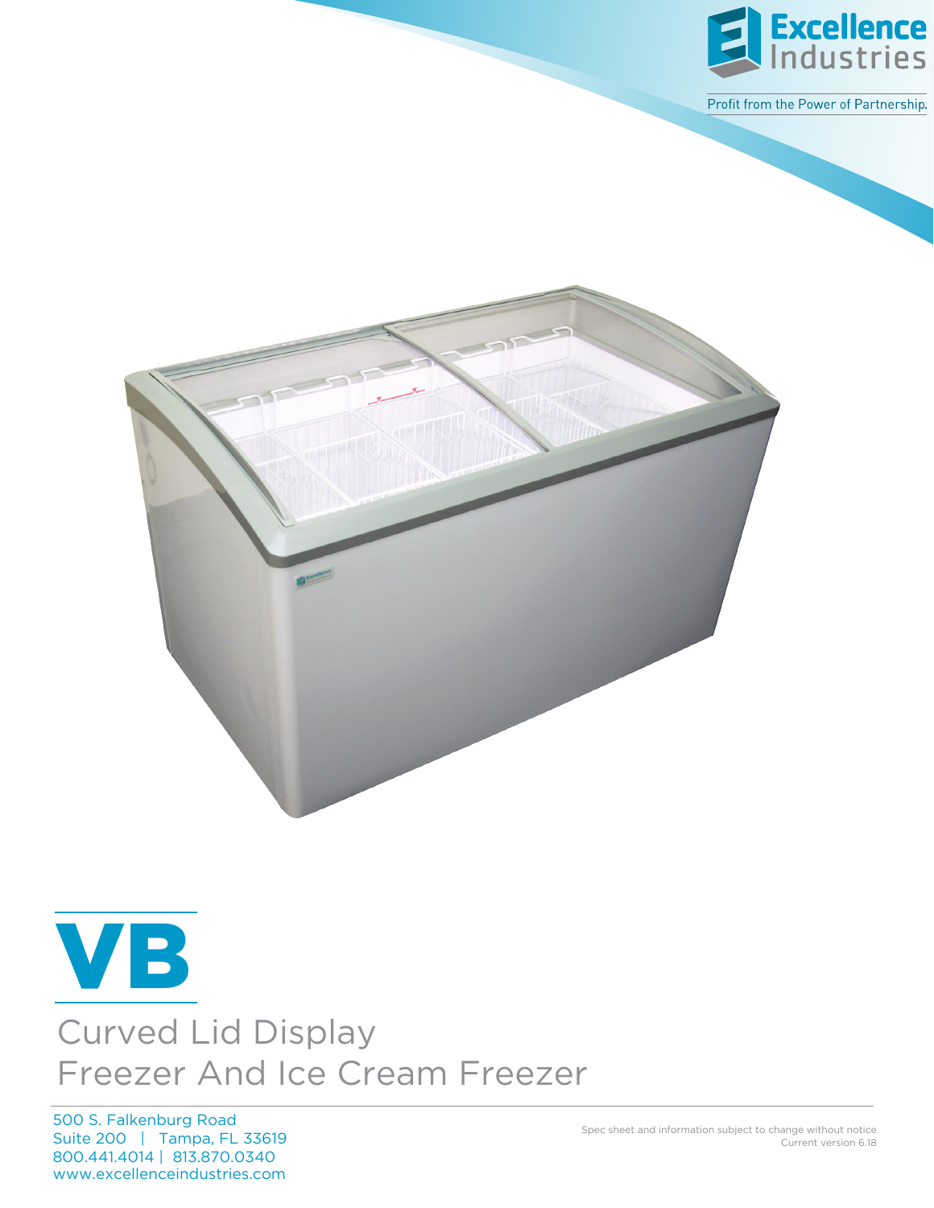Excellence Industries

Profit from the Power of Partnership.

# VB

## Curved Lid Display Freezer And Ice Cream Freezer

500 S. Falkenburg Road
Suite 200 | Tampa, FL 33619
800.441.4014 | 813.870.0340
www.excellenceindustries.com

Spec sheet and information subject to change without notice
Current version 6.18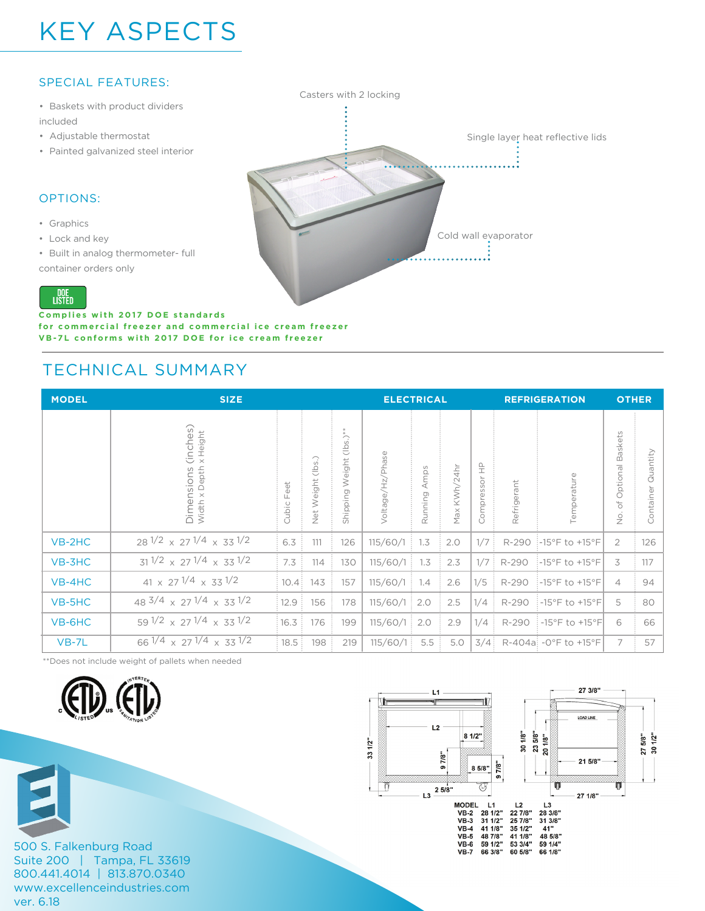# KEY ASPECTS

## SPECIAL FEATURES:

- Baskets with product dividers included
- Adjustable thermostat
- Painted galvanized steel interior

## OPTIONS:

- Graphics
- Lock and key
- Built in analog thermometer- full container orders only

Casters with 2 locking

Single layer heat reflective lids

Cold wall evaporator

DOE LISTED

**Complies with 2017 DOE standards for commercial freezer and commercial ice cream freezer VB-7L conforms with 2017 DOE for ice cream freezer**

## TECHNICAL SUMMARY

| MODEL | SIZE | | | | ELECTRICAL | | | REFRIGERATION | | | OTHER | |
|---|---|---|---|---|---|---|---|---|---|---|---|---|
| | Dimensions (inches) Width x Depth x Height | Cubic Feet | Net Weight (lbs.) | Shipping Weight (lbs.)** | Voltage/Hz/Phase | Running Amps | Max KWh/24hr | Compressor HP | Refrigerant | Temperature | No. of Optional Baskets | Container Quantity |
| VB-2HC | 28 1/2 x 27 1/4 x 33 1/2 | 6.3 | 111 | 126 | 115/60/1 | 1.3 | 2.0 | 1/7 | R-290 | -15°F to +15°F | 2 | 126 |
| VB-3HC | 31 1/2 x 27 1/4 x 33 1/2 | 7.3 | 114 | 130 | 115/60/1 | 1.3 | 2.3 | 1/7 | R-290 | -15°F to +15°F | 3 | 117 |
| VB-4HC | 41 x 27 1/4 x 33 1/2 | 10.4 | 143 | 157 | 115/60/1 | 1.4 | 2.6 | 1/5 | R-290 | -15°F to +15°F | 4 | 94 |
| VB-5HC | 48 3/4 x 27 1/4 x 33 1/2 | 12.9 | 156 | 178 | 115/60/1 | 2.0 | 2.5 | 1/4 | R-290 | -15°F to +15°F | 5 | 80 |
| VB-6HC | 59 1/2 x 27 1/4 x 33 1/2 | 16.3 | 176 | 199 | 115/60/1 | 2.0 | 2.9 | 1/4 | R-290 | -15°F to +15°F | 6 | 66 |
| VB-7L | 66 1/4 x 27 1/4 x 33 1/2 | 18.5 | 198 | 219 | 115/60/1 | 5.5 | 5.0 | 3/4 | R-404a | -0°F to +15°F | 7 | 57 |

**Does not include weight of pallets when needed

L1
L2
8 1/2"
33 1/2"
9 7/8"
8 5/8"
9 7/8"
2 5/8"
L3

27 3/8"
LOAD LINE
30 1/8"
23 5/8"
20 1/8"
21 5/8"
27 5/8"
30 1/2"
27 1/8"

| MODEL | L1 | L2 | L3 |
|---|---|---|---|
| VB-2 | 28 1/2" | 22 7/8" | 28 3/8" |
| VB-3 | 31 1/2" | 25 7/8" | 31 3/8" |
| VB-4 | 41 1/8" | 35 1/2" | 41" |
| VB-5 | 48 7/8" | 41 1/8" | 48 5/8" |
| VB-6 | 59 1/2" | 53 3/4" | 59 1/4" |
| VB-7 | 66 3/8" | 60 5/8" | 66 1/8" |

500 S. Falkenburg Road
Suite 200 | Tampa, FL 33619
800.441.4014 | 813.870.0340
www.excellenceindustries.com
ver. 6.18